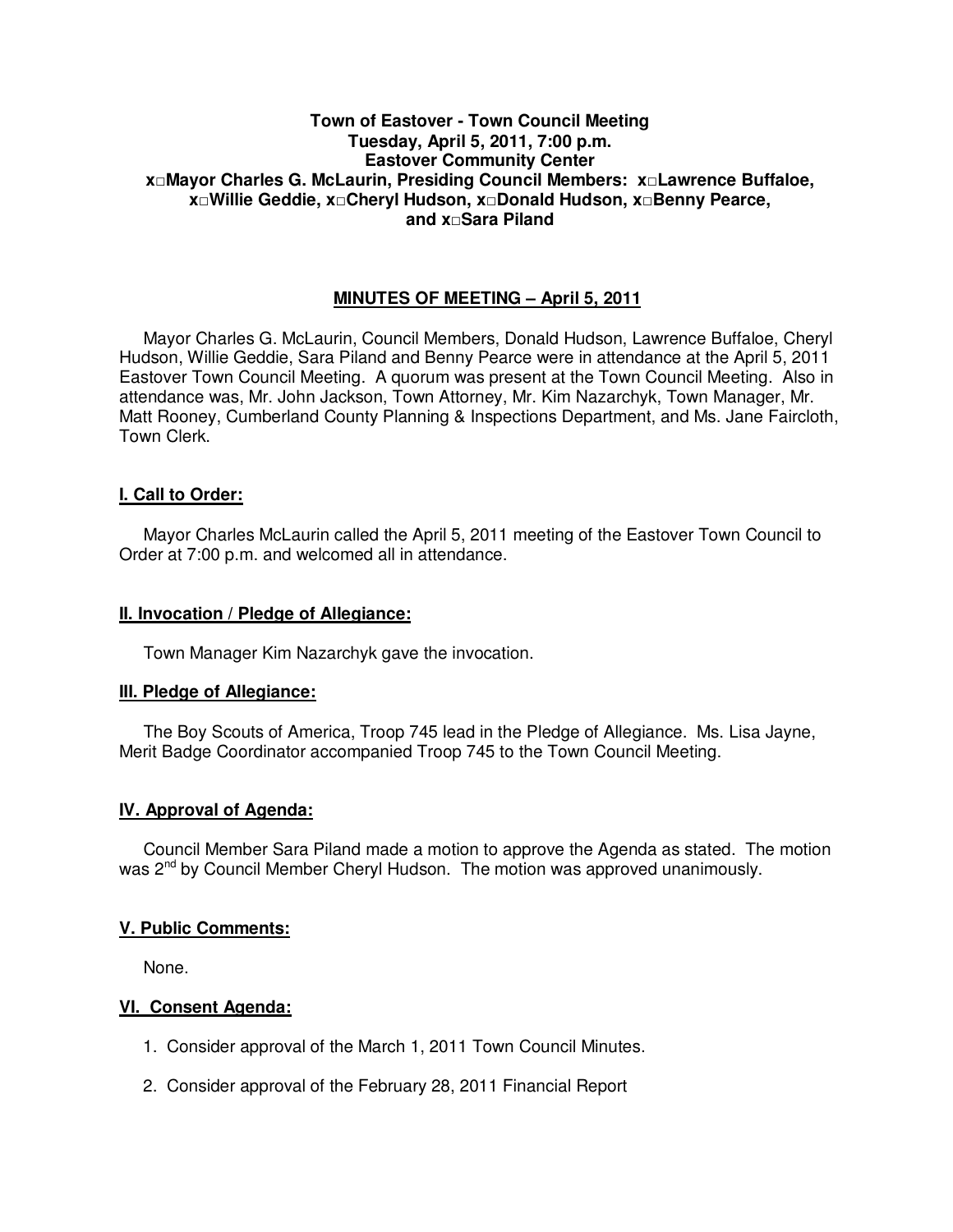**Town of Eastover - Town Council Meeting**
**Tuesday, April 5, 2011, 7:00 p.m.**
**Eastover Community Center**
**x□Mayor Charles G. McLaurin, Presiding Council Members: x□Lawrence Buffaloe, x□Willie Geddie, x□Cheryl Hudson, x□Donald Hudson, x□Benny Pearce, and x□Sara Piland**

## MINUTES OF MEETING – April 5, 2011

Mayor Charles G. McLaurin, Council Members, Donald Hudson, Lawrence Buffaloe, Cheryl Hudson, Willie Geddie, Sara Piland and Benny Pearce were in attendance at the April 5, 2011 Eastover Town Council Meeting. A quorum was present at the Town Council Meeting. Also in attendance was, Mr. John Jackson, Town Attorney, Mr. Kim Nazarchyk, Town Manager, Mr. Matt Rooney, Cumberland County Planning & Inspections Department, and Ms. Jane Faircloth, Town Clerk.

### I. Call to Order:

Mayor Charles McLaurin called the April 5, 2011 meeting of the Eastover Town Council to Order at 7:00 p.m. and welcomed all in attendance.

### II. Invocation / Pledge of Allegiance:

Town Manager Kim Nazarchyk gave the invocation.

### III. Pledge of Allegiance:

The Boy Scouts of America, Troop 745 lead in the Pledge of Allegiance. Ms. Lisa Jayne, Merit Badge Coordinator accompanied Troop 745 to the Town Council Meeting.

### IV. Approval of Agenda:

Council Member Sara Piland made a motion to approve the Agenda as stated. The motion was 2nd by Council Member Cheryl Hudson. The motion was approved unanimously.

### V. Public Comments:

None.

### VI. Consent Agenda:

1. Consider approval of the March 1, 2011 Town Council Minutes.
2. Consider approval of the February 28, 2011 Financial Report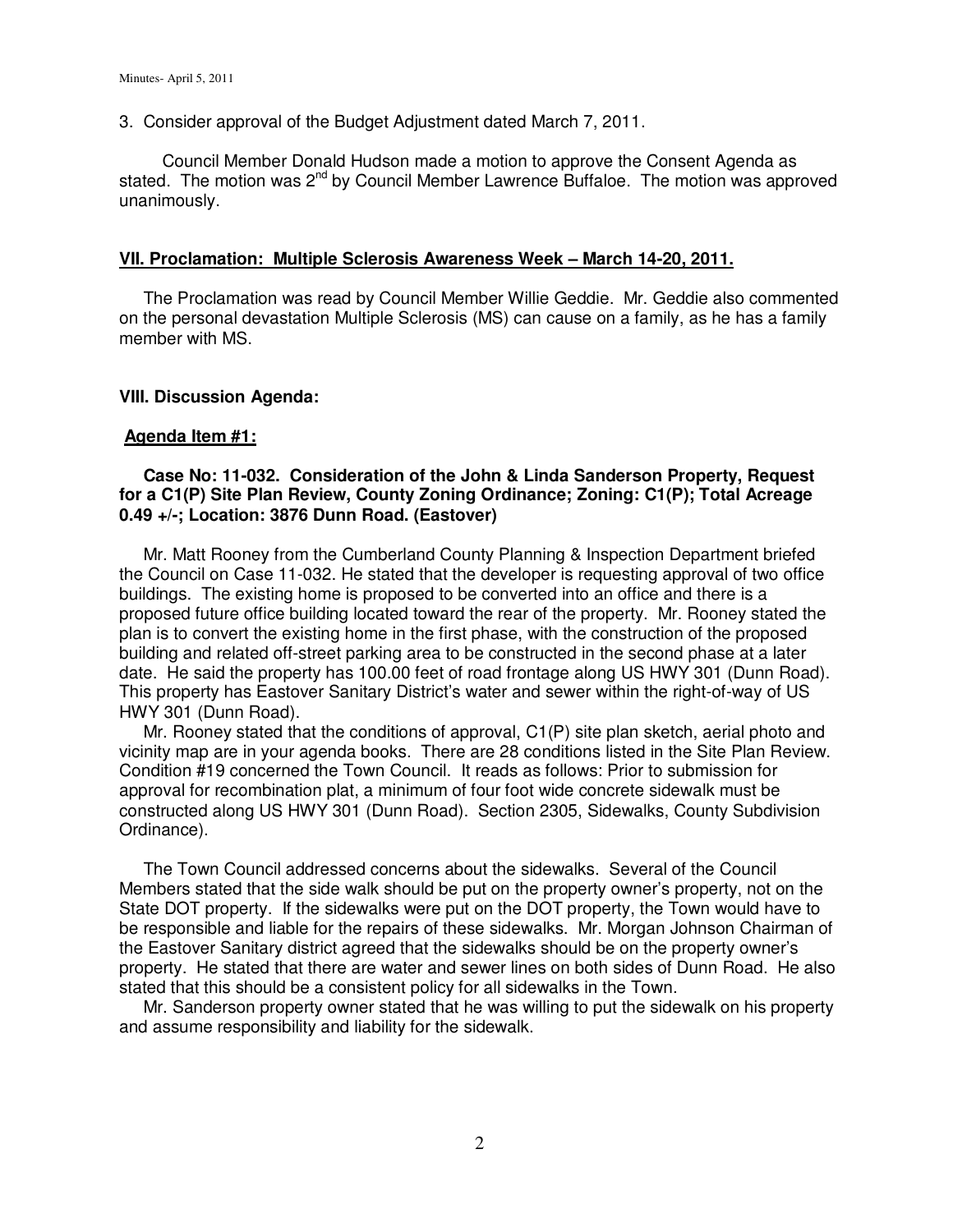3. Consider approval of the Budget Adjustment dated March 7, 2011.

Council Member Donald Hudson made a motion to approve the Consent Agenda as stated. The motion was 2nd by Council Member Lawrence Buffaloe. The motion was approved unanimously.

## VII. Proclamation: Multiple Sclerosis Awareness Week – March 14-20, 2011.

The Proclamation was read by Council Member Willie Geddie. Mr. Geddie also commented on the personal devastation Multiple Sclerosis (MS) can cause on a family, as he has a family member with MS.

## VIII. Discussion Agenda:

### Agenda Item #1:

**Case No: 11-032. Consideration of the John & Linda Sanderson Property, Request for a C1(P) Site Plan Review, County Zoning Ordinance; Zoning: C1(P); Total Acreage 0.49 +/-; Location: 3876 Dunn Road. (Eastover)**

Mr. Matt Rooney from the Cumberland County Planning & Inspection Department briefed the Council on Case 11-032. He stated that the developer is requesting approval of two office buildings. The existing home is proposed to be converted into an office and there is a proposed future office building located toward the rear of the property. Mr. Rooney stated the plan is to convert the existing home in the first phase, with the construction of the proposed building and related off-street parking area to be constructed in the second phase at a later date. He said the property has 100.00 feet of road frontage along US HWY 301 (Dunn Road). This property has Eastover Sanitary District's water and sewer within the right-of-way of US HWY 301 (Dunn Road).

Mr. Rooney stated that the conditions of approval, C1(P) site plan sketch, aerial photo and vicinity map are in your agenda books. There are 28 conditions listed in the Site Plan Review. Condition #19 concerned the Town Council. It reads as follows: Prior to submission for approval for recombination plat, a minimum of four foot wide concrete sidewalk must be constructed along US HWY 301 (Dunn Road). Section 2305, Sidewalks, County Subdivision Ordinance).

The Town Council addressed concerns about the sidewalks. Several of the Council Members stated that the side walk should be put on the property owner's property, not on the State DOT property. If the sidewalks were put on the DOT property, the Town would have to be responsible and liable for the repairs of these sidewalks. Mr. Morgan Johnson Chairman of the Eastover Sanitary district agreed that the sidewalks should be on the property owner's property. He stated that there are water and sewer lines on both sides of Dunn Road. He also stated that this should be a consistent policy for all sidewalks in the Town.

Mr. Sanderson property owner stated that he was willing to put the sidewalk on his property and assume responsibility and liability for the sidewalk.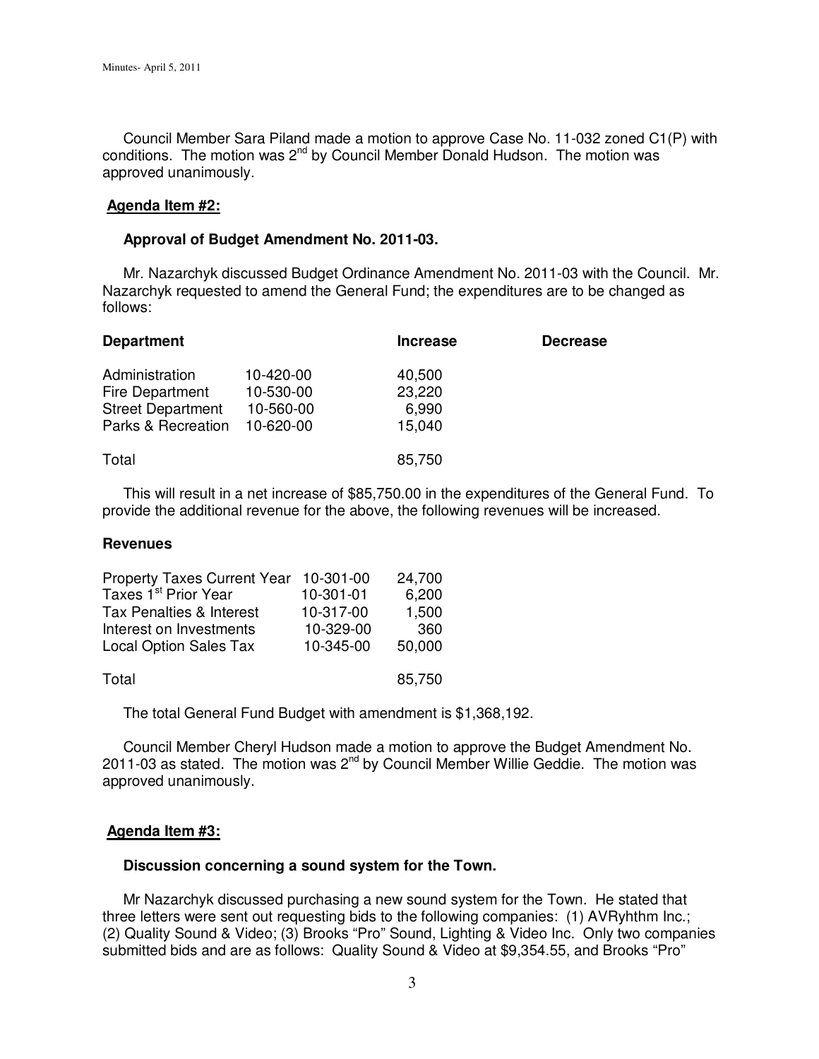Council Member Sara Piland made a motion to approve Case No. 11-032 zoned C1(P) with conditions. The motion was 2nd by Council Member Donald Hudson. The motion was approved unanimously.

**Agenda Item #2:**

**Approval of Budget Amendment No. 2011-03.**

Mr. Nazarchyk discussed Budget Ordinance Amendment No. 2011-03 with the Council. Mr. Nazarchyk requested to amend the General Fund; the expenditures are to be changed as follows:

| **Department** | | **Increase** | **Decrease** |
|---|---|---|---|
| Administration | 10-420-00 | 40,500 | |
| Fire Department | 10-530-00 | 23,220 | |
| Street Department | 10-560-00 | 6,990 | |
| Parks & Recreation | 10-620-00 | 15,040 | |
| Total | | 85,750 | |

This will result in a net increase of $85,750.00 in the expenditures of the General Fund. To provide the additional revenue for the above, the following revenues will be increased.

**Revenues**

| | | |
|---|---|---|
| Property Taxes Current Year | 10-301-00 | 24,700 |
| Taxes 1st Prior Year | 10-301-01 | 6,200 |
| Tax Penalties & Interest | 10-317-00 | 1,500 |
| Interest on Investments | 10-329-00 | 360 |
| Local Option Sales Tax | 10-345-00 | 50,000 |
| Total | | 85,750 |

The total General Fund Budget with amendment is $1,368,192.

Council Member Cheryl Hudson made a motion to approve the Budget Amendment No. 2011-03 as stated. The motion was 2nd by Council Member Willie Geddie. The motion was approved unanimously.

**Agenda Item #3:**

**Discussion concerning a sound system for the Town.**

Mr Nazarchyk discussed purchasing a new sound system for the Town. He stated that three letters were sent out requesting bids to the following companies: (1) AVRyhthm Inc.; (2) Quality Sound & Video; (3) Brooks "Pro" Sound, Lighting & Video Inc. Only two companies submitted bids and are as follows: Quality Sound & Video at $9,354.55, and Brooks "Pro"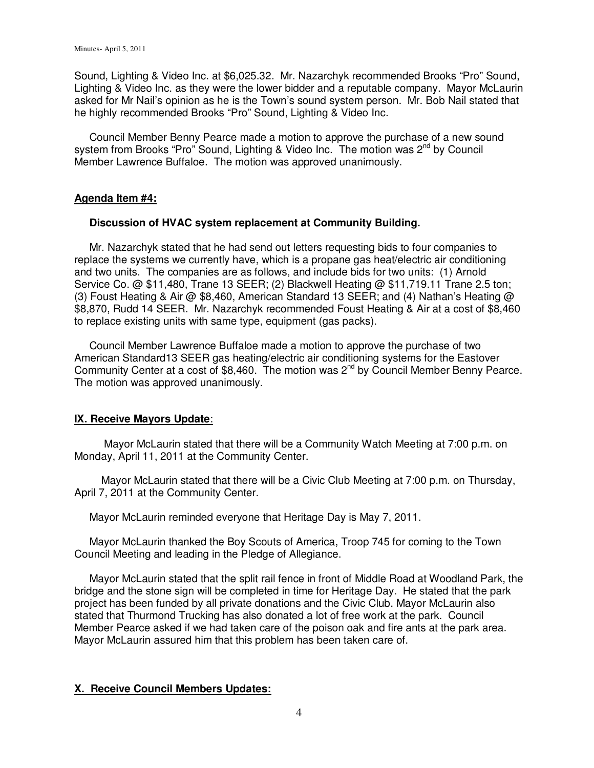Sound, Lighting & Video Inc. at $6,025.32. Mr. Nazarchyk recommended Brooks "Pro" Sound, Lighting & Video Inc. as they were the lower bidder and a reputable company. Mayor McLaurin asked for Mr Nail's opinion as he is the Town's sound system person. Mr. Bob Nail stated that he highly recommended Brooks "Pro" Sound, Lighting & Video Inc.

Council Member Benny Pearce made a motion to approve the purchase of a new sound system from Brooks "Pro" Sound, Lighting & Video Inc. The motion was 2nd by Council Member Lawrence Buffaloe. The motion was approved unanimously.

**Agenda Item #4:**

**Discussion of HVAC system replacement at Community Building.**

Mr. Nazarchyk stated that he had send out letters requesting bids to four companies to replace the systems we currently have, which is a propane gas heat/electric air conditioning and two units. The companies are as follows, and include bids for two units: (1) Arnold Service Co. @ $11,480, Trane 13 SEER; (2) Blackwell Heating @ $11,719.11 Trane 2.5 ton; (3) Foust Heating & Air @ $8,460, American Standard 13 SEER; and (4) Nathan's Heating @ $8,870, Rudd 14 SEER. Mr. Nazarchyk recommended Foust Heating & Air at a cost of $8,460 to replace existing units with same type, equipment (gas packs).

Council Member Lawrence Buffaloe made a motion to approve the purchase of two American Standard13 SEER gas heating/electric air conditioning systems for the Eastover Community Center at a cost of $8,460. The motion was 2nd by Council Member Benny Pearce. The motion was approved unanimously.

**IX. Receive Mayors Update**:

Mayor McLaurin stated that there will be a Community Watch Meeting at 7:00 p.m. on Monday, April 11, 2011 at the Community Center.

Mayor McLaurin stated that there will be a Civic Club Meeting at 7:00 p.m. on Thursday, April 7, 2011 at the Community Center.

Mayor McLaurin reminded everyone that Heritage Day is May 7, 2011.

Mayor McLaurin thanked the Boy Scouts of America, Troop 745 for coming to the Town Council Meeting and leading in the Pledge of Allegiance.

Mayor McLaurin stated that the split rail fence in front of Middle Road at Woodland Park, the bridge and the stone sign will be completed in time for Heritage Day. He stated that the park project has been funded by all private donations and the Civic Club. Mayor McLaurin also stated that Thurmond Trucking has also donated a lot of free work at the park. Council Member Pearce asked if we had taken care of the poison oak and fire ants at the park area. Mayor McLaurin assured him that this problem has been taken care of.

**X. Receive Council Members Updates:**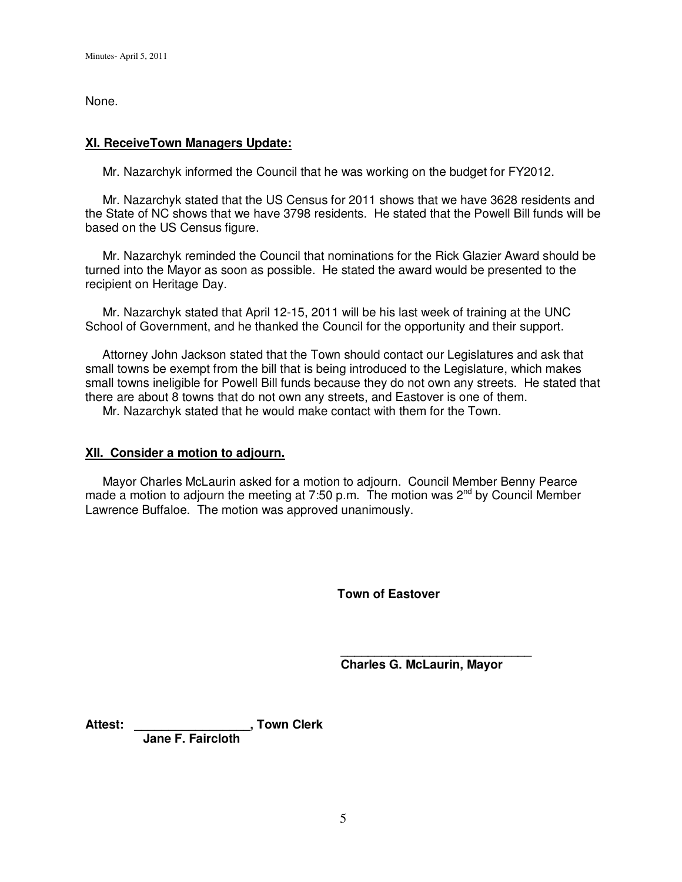None.

**XI. ReceiveTown Managers Update:**

Mr. Nazarchyk informed the Council that he was working on the budget for FY2012.

Mr. Nazarchyk stated that the US Census for 2011 shows that we have 3628 residents and the State of NC shows that we have 3798 residents. He stated that the Powell Bill funds will be based on the US Census figure.

Mr. Nazarchyk reminded the Council that nominations for the Rick Glazier Award should be turned into the Mayor as soon as possible. He stated the award would be presented to the recipient on Heritage Day.

Mr. Nazarchyk stated that April 12-15, 2011 will be his last week of training at the UNC School of Government, and he thanked the Council for the opportunity and their support.

Attorney John Jackson stated that the Town should contact our Legislatures and ask that small towns be exempt from the bill that is being introduced to the Legislature, which makes small towns ineligible for Powell Bill funds because they do not own any streets. He stated that there are about 8 towns that do not own any streets, and Eastover is one of them.

Mr. Nazarchyk stated that he would make contact with them for the Town.

**XII. Consider a motion to adjourn.**

Mayor Charles McLaurin asked for a motion to adjourn. Council Member Benny Pearce made a motion to adjourn the meeting at 7:50 p.m. The motion was 2nd by Council Member Lawrence Buffaloe. The motion was approved unanimously.

**Town of Eastover**

\_\_\_\_\_\_\_\_\_\_\_\_\_\_\_\_\_\_\_\_\_\_\_\_\_\_\_\_\_\_
**Charles G. McLaurin, Mayor**

**Attest: \_\_\_\_\_\_\_\_\_\_\_\_\_\_\_\_\_, Town Clerk**
**Jane F. Faircloth**